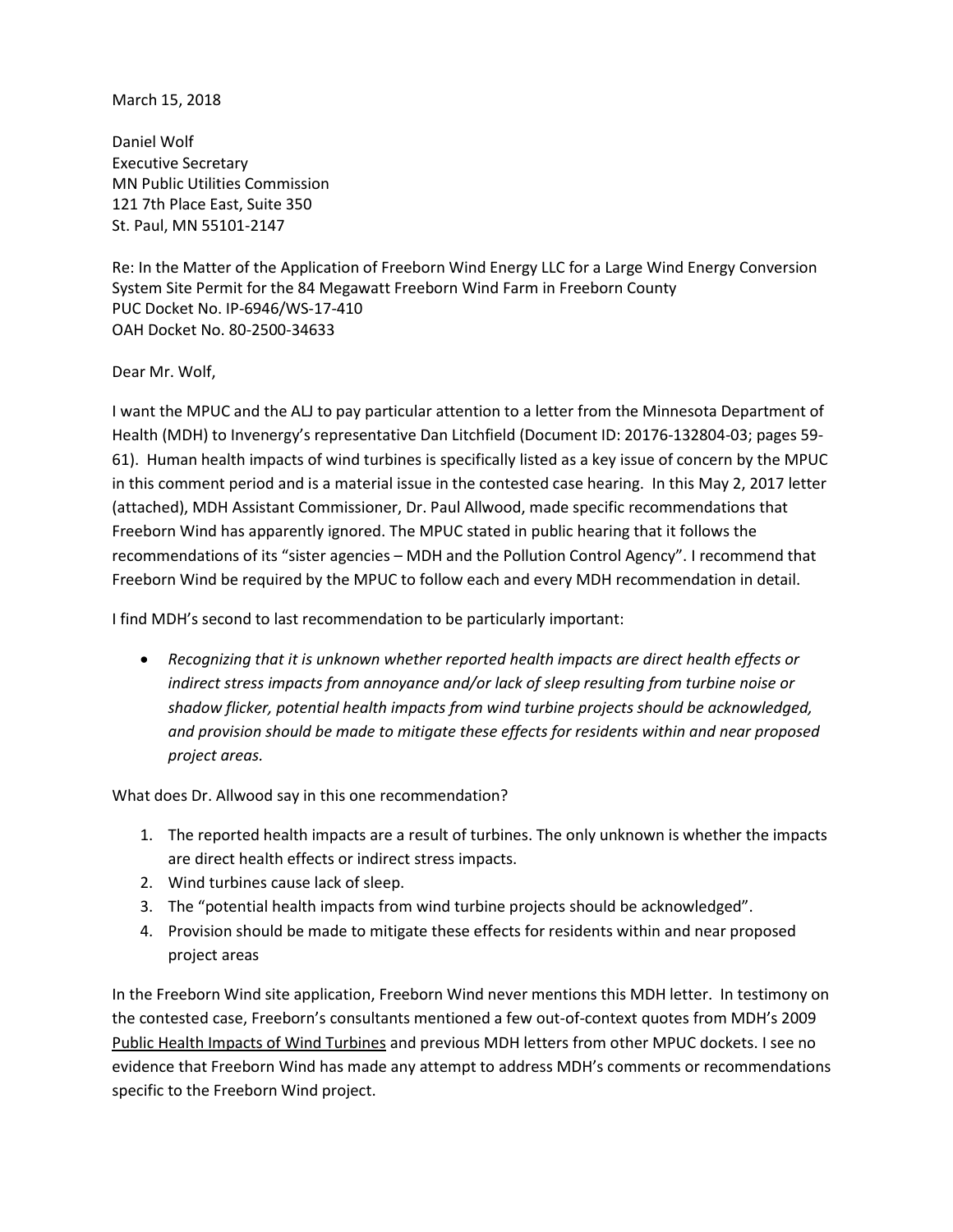March 15, 2018

Daniel Wolf
Executive Secretary
MN Public Utilities Commission
121 7th Place East, Suite 350
St. Paul, MN 55101-2147

Re: In the Matter of the Application of Freeborn Wind Energy LLC for a Large Wind Energy Conversion System Site Permit for the 84 Megawatt Freeborn Wind Farm in Freeborn County
PUC Docket No. IP-6946/WS-17-410
OAH Docket No. 80-2500-34633

Dear Mr. Wolf,

I want the MPUC and the ALJ to pay particular attention to a letter from the Minnesota Department of Health (MDH) to Invenergy's representative Dan Litchfield (Document ID: 20176-132804-03; pages 59-61). Human health impacts of wind turbines is specifically listed as a key issue of concern by the MPUC in this comment period and is a material issue in the contested case hearing. In this May 2, 2017 letter (attached), MDH Assistant Commissioner, Dr. Paul Allwood, made specific recommendations that Freeborn Wind has apparently ignored. The MPUC stated in public hearing that it follows the recommendations of its "sister agencies – MDH and the Pollution Control Agency". I recommend that Freeborn Wind be required by the MPUC to follow each and every MDH recommendation in detail.

I find MDH's second to last recommendation to be particularly important:

- *Recognizing that it is unknown whether reported health impacts are direct health effects or indirect stress impacts from annoyance and/or lack of sleep resulting from turbine noise or shadow flicker, potential health impacts from wind turbine projects should be acknowledged, and provision should be made to mitigate these effects for residents within and near proposed project areas.*

What does Dr. Allwood say in this one recommendation?

1. The reported health impacts are a result of turbines. The only unknown is whether the impacts are direct health effects or indirect stress impacts.
2. Wind turbines cause lack of sleep.
3. The "potential health impacts from wind turbine projects should be acknowledged".
4. Provision should be made to mitigate these effects for residents within and near proposed project areas

In the Freeborn Wind site application, Freeborn Wind never mentions this MDH letter. In testimony on the contested case, Freeborn's consultants mentioned a few out-of-context quotes from MDH's 2009 Public Health Impacts of Wind Turbines and previous MDH letters from other MPUC dockets. I see no evidence that Freeborn Wind has made any attempt to address MDH's comments or recommendations specific to the Freeborn Wind project.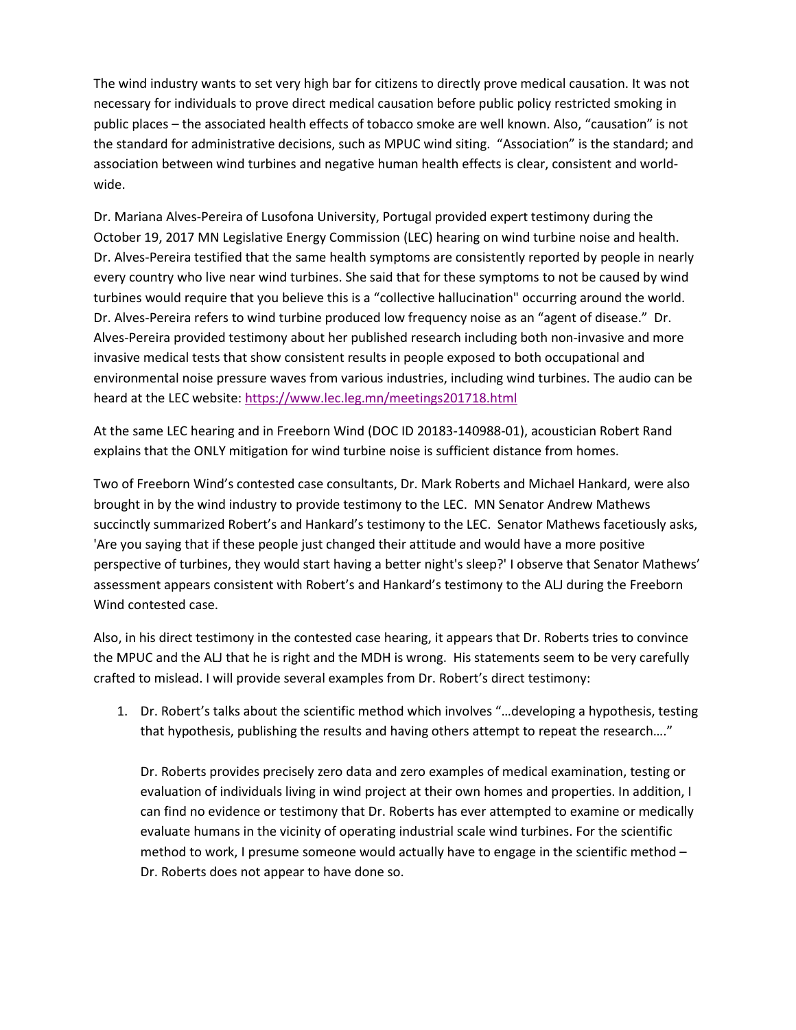The wind industry wants to set very high bar for citizens to directly prove medical causation. It was not necessary for individuals to prove direct medical causation before public policy restricted smoking in public places – the associated health effects of tobacco smoke are well known. Also, "causation" is not the standard for administrative decisions, such as MPUC wind siting. "Association" is the standard; and association between wind turbines and negative human health effects is clear, consistent and world-wide.

Dr. Mariana Alves-Pereira of Lusofona University, Portugal provided expert testimony during the October 19, 2017 MN Legislative Energy Commission (LEC) hearing on wind turbine noise and health. Dr. Alves-Pereira testified that the same health symptoms are consistently reported by people in nearly every country who live near wind turbines. She said that for these symptoms to not be caused by wind turbines would require that you believe this is a "collective hallucination" occurring around the world. Dr. Alves-Pereira refers to wind turbine produced low frequency noise as an "agent of disease." Dr. Alves-Pereira provided testimony about her published research including both non-invasive and more invasive medical tests that show consistent results in people exposed to both occupational and environmental noise pressure waves from various industries, including wind turbines. The audio can be heard at the LEC website: https://www.lec.leg.mn/meetings201718.html

At the same LEC hearing and in Freeborn Wind (DOC ID 20183-140988-01), acoustician Robert Rand explains that the ONLY mitigation for wind turbine noise is sufficient distance from homes.

Two of Freeborn Wind's contested case consultants, Dr. Mark Roberts and Michael Hankard, were also brought in by the wind industry to provide testimony to the LEC. MN Senator Andrew Mathews succinctly summarized Robert's and Hankard's testimony to the LEC. Senator Mathews facetiously asks, 'Are you saying that if these people just changed their attitude and would have a more positive perspective of turbines, they would start having a better night's sleep?' I observe that Senator Mathews' assessment appears consistent with Robert's and Hankard's testimony to the ALJ during the Freeborn Wind contested case.

Also, in his direct testimony in the contested case hearing, it appears that Dr. Roberts tries to convince the MPUC and the ALJ that he is right and the MDH is wrong. His statements seem to be very carefully crafted to mislead. I will provide several examples from Dr. Robert's direct testimony:

1. Dr. Robert's talks about the scientific method which involves "…developing a hypothesis, testing that hypothesis, publishing the results and having others attempt to repeat the research…."

   Dr. Roberts provides precisely zero data and zero examples of medical examination, testing or evaluation of individuals living in wind project at their own homes and properties. In addition, I can find no evidence or testimony that Dr. Roberts has ever attempted to examine or medically evaluate humans in the vicinity of operating industrial scale wind turbines. For the scientific method to work, I presume someone would actually have to engage in the scientific method – Dr. Roberts does not appear to have done so.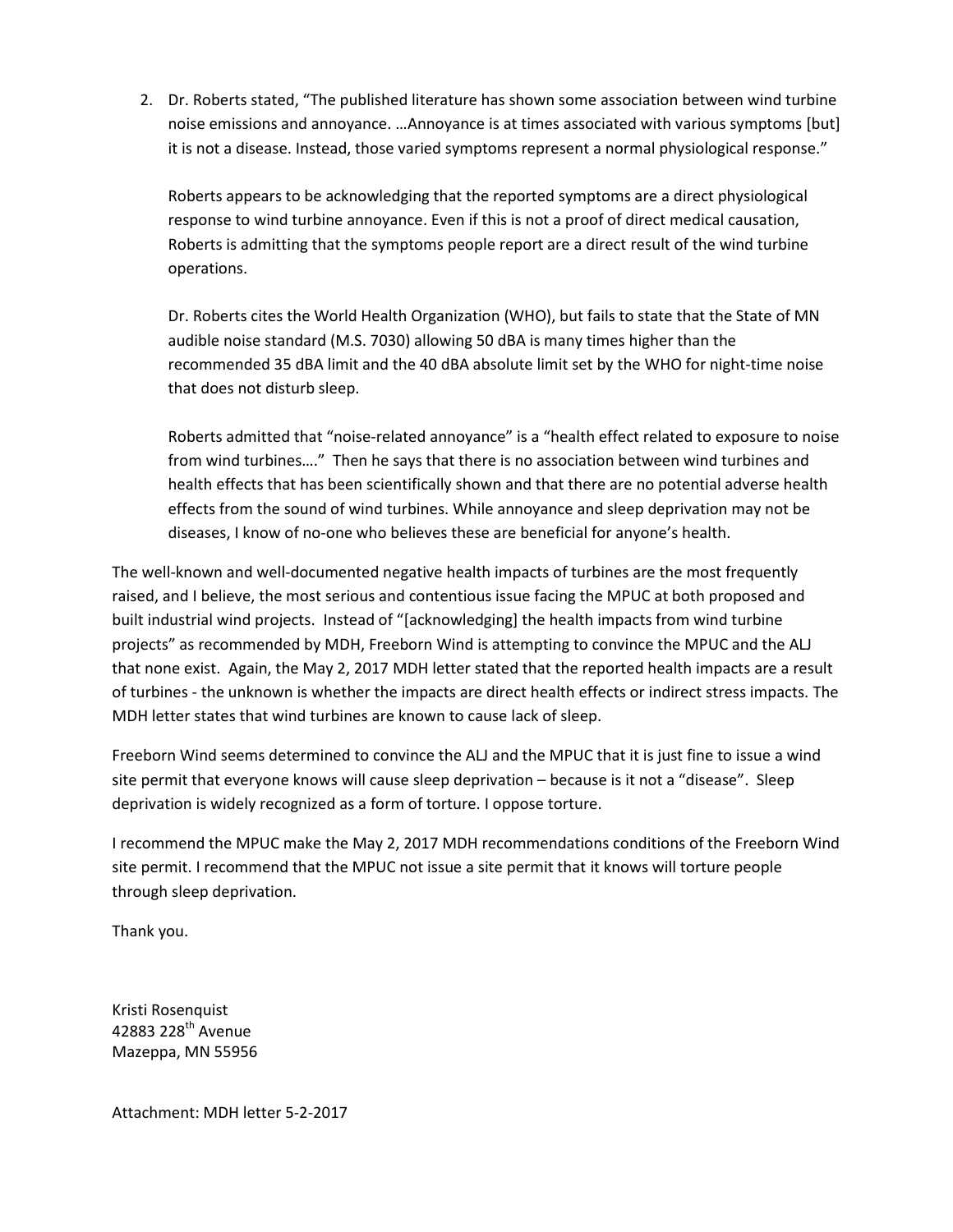2. Dr. Roberts stated, "The published literature has shown some association between wind turbine noise emissions and annoyance. …Annoyance is at times associated with various symptoms [but] it is not a disease. Instead, those varied symptoms represent a normal physiological response."

   Roberts appears to be acknowledging that the reported symptoms are a direct physiological response to wind turbine annoyance. Even if this is not a proof of direct medical causation, Roberts is admitting that the symptoms people report are a direct result of the wind turbine operations.

   Dr. Roberts cites the World Health Organization (WHO), but fails to state that the State of MN audible noise standard (M.S. 7030) allowing 50 dBA is many times higher than the recommended 35 dBA limit and the 40 dBA absolute limit set by the WHO for night-time noise that does not disturb sleep.

   Roberts admitted that "noise-related annoyance" is a "health effect related to exposure to noise from wind turbines…." Then he says that there is no association between wind turbines and health effects that has been scientifically shown and that there are no potential adverse health effects from the sound of wind turbines. While annoyance and sleep deprivation may not be diseases, I know of no-one who believes these are beneficial for anyone's health.

The well-known and well-documented negative health impacts of turbines are the most frequently raised, and I believe, the most serious and contentious issue facing the MPUC at both proposed and built industrial wind projects. Instead of "[acknowledging] the health impacts from wind turbine projects" as recommended by MDH, Freeborn Wind is attempting to convince the MPUC and the ALJ that none exist. Again, the May 2, 2017 MDH letter stated that the reported health impacts are a result of turbines - the unknown is whether the impacts are direct health effects or indirect stress impacts. The MDH letter states that wind turbines are known to cause lack of sleep.

Freeborn Wind seems determined to convince the ALJ and the MPUC that it is just fine to issue a wind site permit that everyone knows will cause sleep deprivation – because is it not a "disease". Sleep deprivation is widely recognized as a form of torture. I oppose torture.

I recommend the MPUC make the May 2, 2017 MDH recommendations conditions of the Freeborn Wind site permit. I recommend that the MPUC not issue a site permit that it knows will torture people through sleep deprivation.

Thank you.

Kristi Rosenquist
42883 228th Avenue
Mazeppa, MN 55956

Attachment: MDH letter 5-2-2017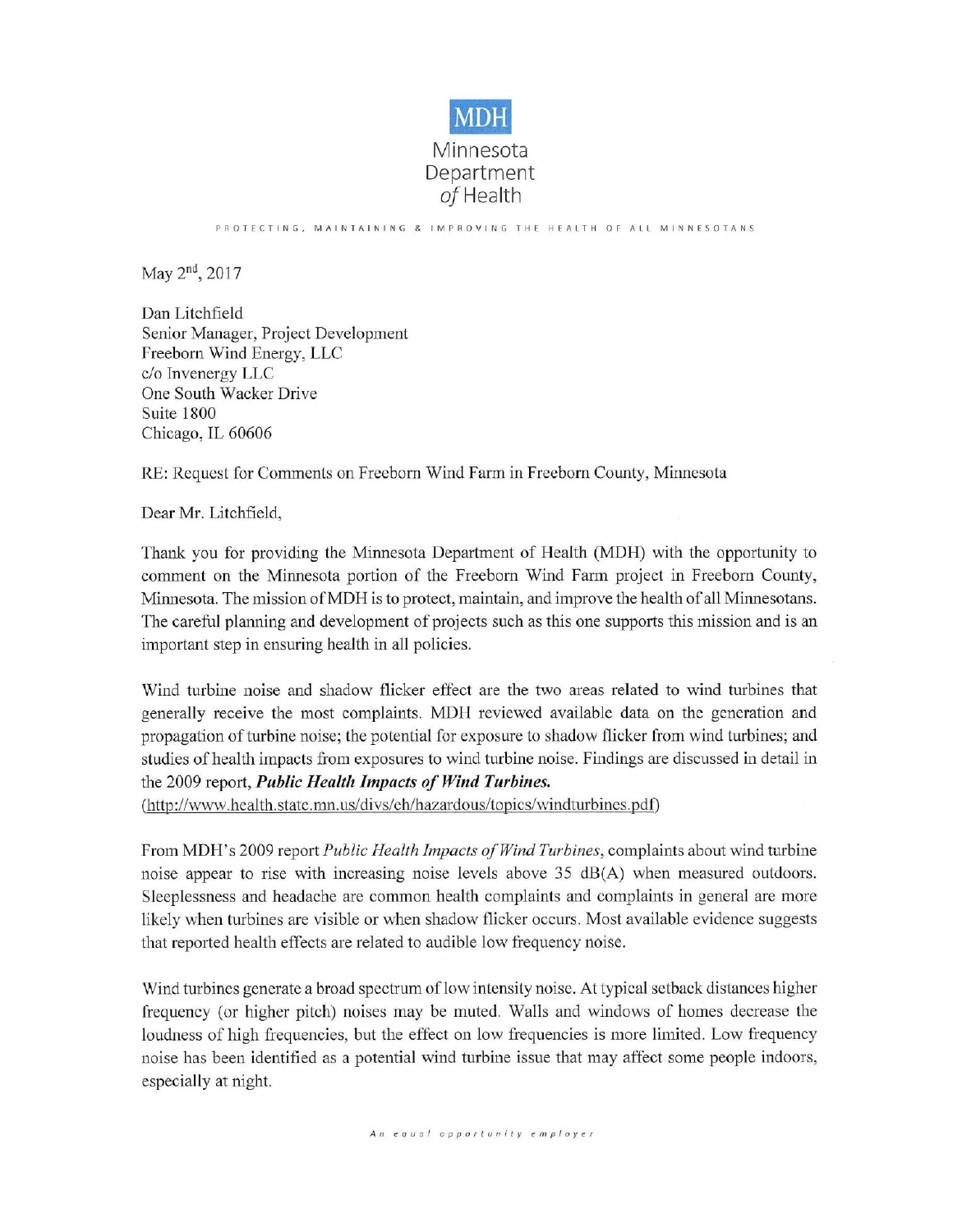MDH

Minnesota Department *of* Health

PROTECTING, MAINTAINING & IMPROVING THE HEALTH OF ALL MINNESOTANS

May 2nd, 2017

Dan Litchfield
Senior Manager, Project Development
Freeborn Wind Energy, LLC
c/o Invenergy LLC
One South Wacker Drive
Suite 1800
Chicago, IL 60606

RE: Request for Comments on Freeborn Wind Farm in Freeborn County, Minnesota

Dear Mr. Litchfield,

Thank you for providing the Minnesota Department of Health (MDH) with the opportunity to comment on the Minnesota portion of the Freeborn Wind Farm project in Freeborn County, Minnesota. The mission of MDH is to protect, maintain, and improve the health of all Minnesotans. The careful planning and development of projects such as this one supports this mission and is an important step in ensuring health in all policies.

Wind turbine noise and shadow flicker effect are the two areas related to wind turbines that generally receive the most complaints. MDH reviewed available data on the generation and propagation of turbine noise; the potential for exposure to shadow flicker from wind turbines; and studies of health impacts from exposures to wind turbine noise. Findings are discussed in detail in the 2009 report, ***Public Health Impacts of Wind Turbines.***
(http://www.health.state.mn.us/divs/eh/hazardous/topics/windturbines.pdf)

From MDH's 2009 report *Public Health Impacts of Wind Turbines*, complaints about wind turbine noise appear to rise with increasing noise levels above 35 dB(A) when measured outdoors. Sleeplessness and headache are common health complaints and complaints in general are more likely when turbines are visible or when shadow flicker occurs. Most available evidence suggests that reported health effects are related to audible low frequency noise.

Wind turbines generate a broad spectrum of low intensity noise. At typical setback distances higher frequency (or higher pitch) noises may be muted. Walls and windows of homes decrease the loudness of high frequencies, but the effect on low frequencies is more limited. Low frequency noise has been identified as a potential wind turbine issue that may affect some people indoors, especially at night.

*An equal opportunity employer*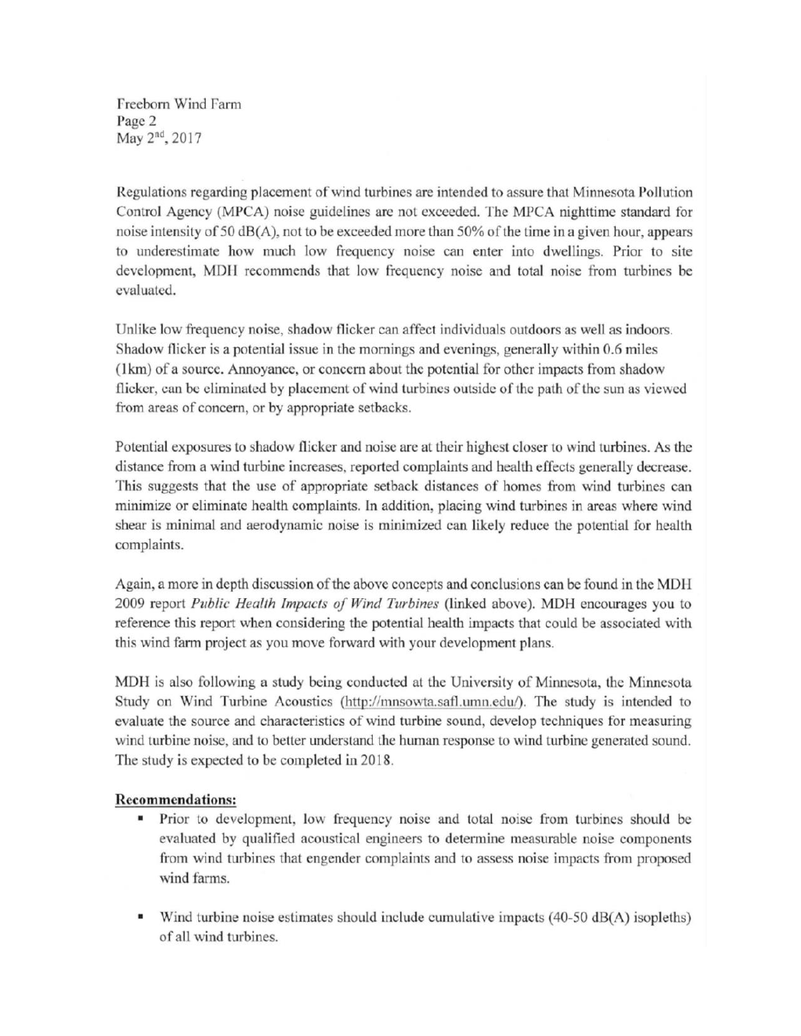Regulations regarding placement of wind turbines are intended to assure that Minnesota Pollution Control Agency (MPCA) noise guidelines are not exceeded. The MPCA nighttime standard for noise intensity of 50 dB(A), not to be exceeded more than 50% of the time in a given hour, appears to underestimate how much low frequency noise can enter into dwellings. Prior to site development, MDH recommends that low frequency noise and total noise from turbines be evaluated.

Unlike low frequency noise, shadow flicker can affect individuals outdoors as well as indoors. Shadow flicker is a potential issue in the mornings and evenings, generally within 0.6 miles (1km) of a source. Annoyance, or concern about the potential for other impacts from shadow flicker, can be eliminated by placement of wind turbines outside of the path of the sun as viewed from areas of concern, or by appropriate setbacks.

Potential exposures to shadow flicker and noise are at their highest closer to wind turbines. As the distance from a wind turbine increases, reported complaints and health effects generally decrease. This suggests that the use of appropriate setback distances of homes from wind turbines can minimize or eliminate health complaints. In addition, placing wind turbines in areas where wind shear is minimal and aerodynamic noise is minimized can likely reduce the potential for health complaints.

Again, a more in depth discussion of the above concepts and conclusions can be found in the MDH 2009 report *Public Health Impacts of Wind Turbines* (linked above). MDH encourages you to reference this report when considering the potential health impacts that could be associated with this wind farm project as you move forward with your development plans.

MDH is also following a study being conducted at the University of Minnesota, the Minnesota Study on Wind Turbine Acoustics (http://mnsowta.safl.umn.edu/). The study is intended to evaluate the source and characteristics of wind turbine sound, develop techniques for measuring wind turbine noise, and to better understand the human response to wind turbine generated sound. The study is expected to be completed in 2018.

**Recommendations:**

- Prior to development, low frequency noise and total noise from turbines should be evaluated by qualified acoustical engineers to determine measurable noise components from wind turbines that engender complaints and to assess noise impacts from proposed wind farms.
- Wind turbine noise estimates should include cumulative impacts (40-50 dB(A) isopleths) of all wind turbines.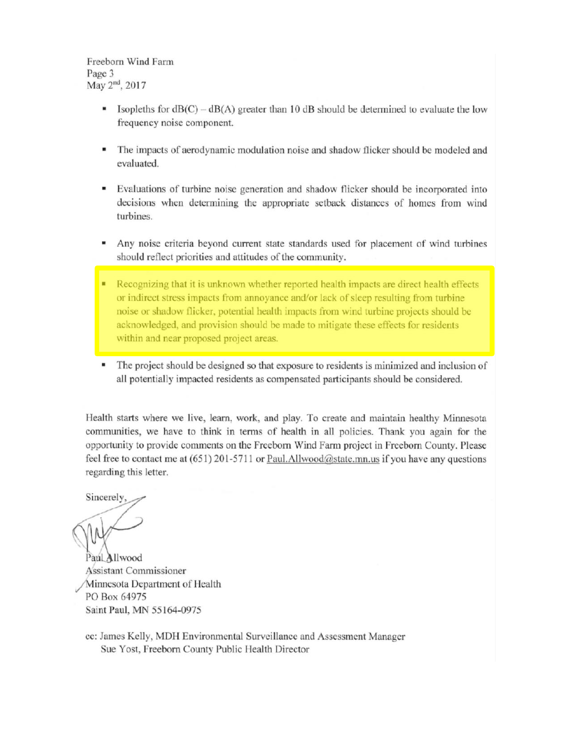Freeborn Wind Farm
Page 3
May 2nd, 2017

- Isopleths for dB(C) – dB(A) greater than 10 dB should be determined to evaluate the low frequency noise component.
- The impacts of aerodynamic modulation noise and shadow flicker should be modeled and evaluated.
- Evaluations of turbine noise generation and shadow flicker should be incorporated into decisions when determining the appropriate setback distances of homes from wind turbines.
- Any noise criteria beyond current state standards used for placement of wind turbines should reflect priorities and attitudes of the community.
- Recognizing that it is unknown whether reported health impacts are direct health effects or indirect stress impacts from annoyance and/or lack of sleep resulting from turbine noise or shadow flicker, potential health impacts from wind turbine projects should be acknowledged, and provision should be made to mitigate these effects for residents within and near proposed project areas.
- The project should be designed so that exposure to residents is minimized and inclusion of all potentially impacted residents as compensated participants should be considered.

Health starts where we live, learn, work, and play. To create and maintain healthy Minnesota communities, we have to think in terms of health in all policies. Thank you again for the opportunity to provide comments on the Freeborn Wind Farm project in Freeborn County. Please feel free to contact me at (651) 201-5711 or Paul.Allwood@state.mn.us if you have any questions regarding this letter.

Sincerely,

Paul Allwood
Assistant Commissioner
Minnesota Department of Health
PO Box 64975
Saint Paul, MN 55164-0975

cc: James Kelly, MDH Environmental Surveillance and Assessment Manager
Sue Yost, Freeborn County Public Health Director